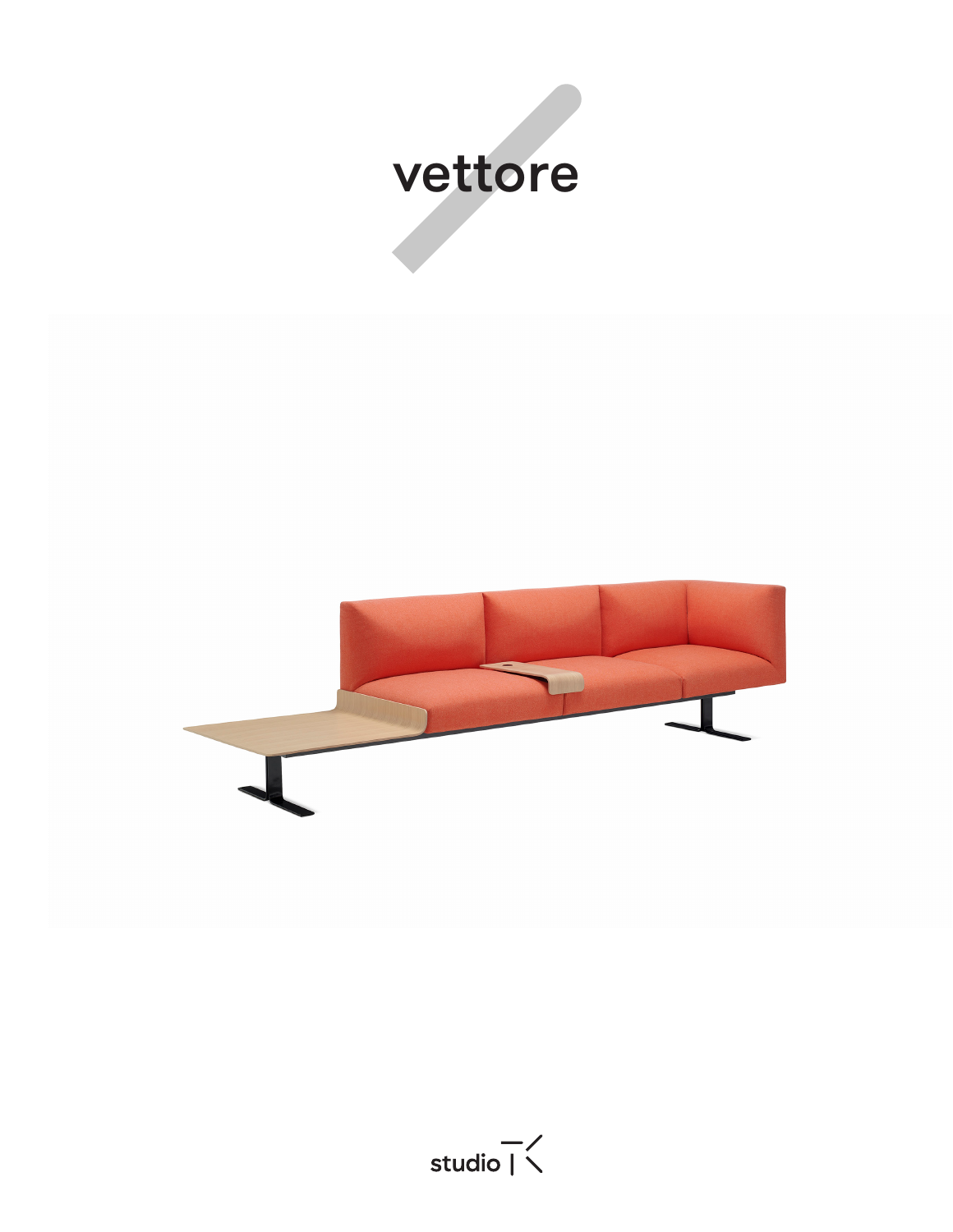# vettore

studio | K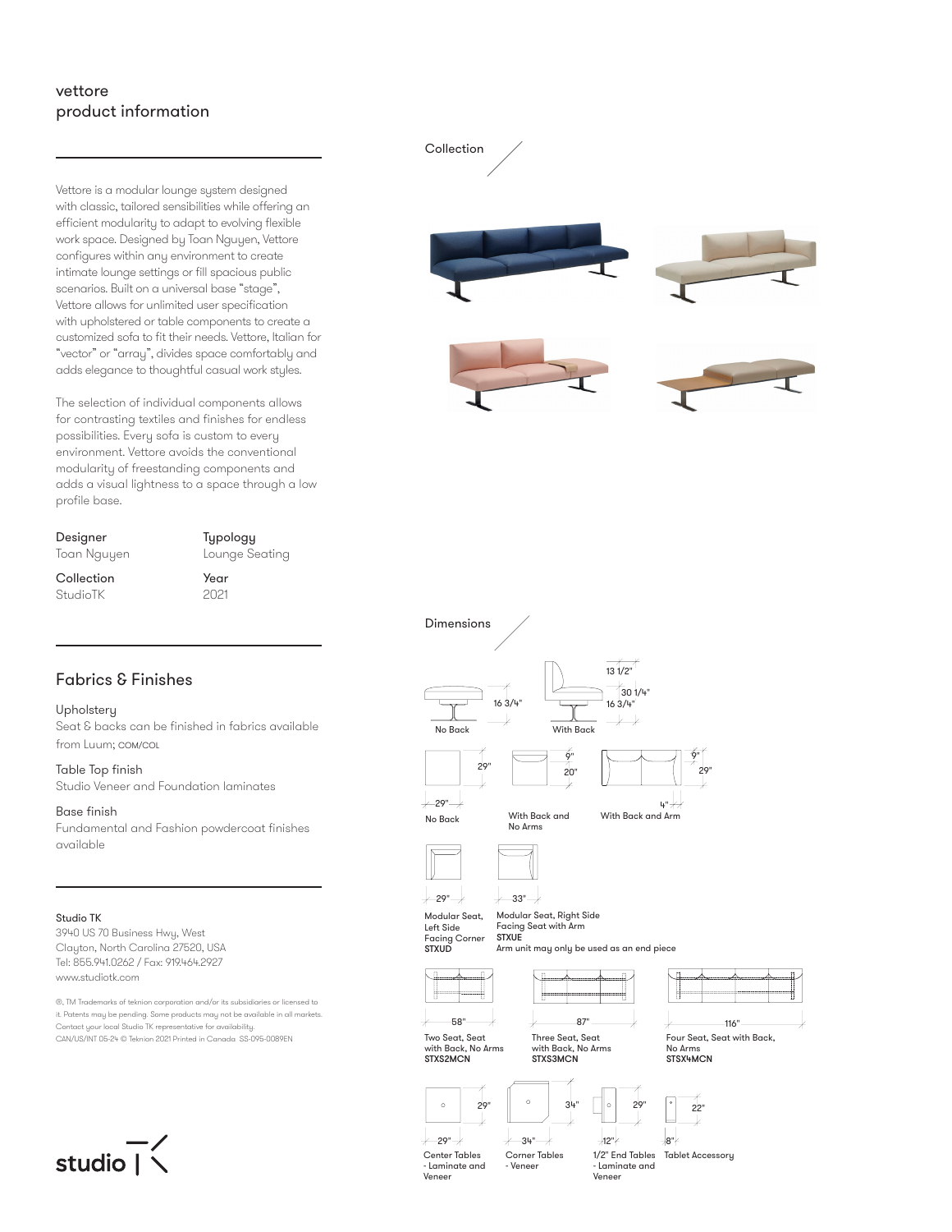# vettore
## product information

Vettore is a modular lounge system designed with classic, tailored sensibilities while offering an efficient modularity to adapt to evolving flexible work space. Designed by Toan Nguyen, Vettore configures within any environment to create intimate lounge settings or fill spacious public scenarios. Built on a universal base "stage", Vettore allows for unlimited user specification with upholstered or table components to create a customized sofa to fit their needs. Vettore, Italian for "vector" or "array", divides space comfortably and adds elegance to thoughtful casual work styles.

The selection of individual components allows for contrasting textiles and finishes for endless possibilities. Every sofa is custom to every environment. Vettore avoids the conventional modularity of freestanding components and adds a visual lightness to a space through a low profile base.

**Designer**
Toan Nguyen

**Typology**
Lounge Seating

**Collection**
StudioTK

**Year**
2021

## Fabrics & Finishes

**Upholstery**
Seat & backs can be finished in fabrics available from Luum; COM/COL

**Table Top finish**
Studio Veneer and Foundation laminates

**Base finish**
Fundamental and Fashion powdercoat finishes available

Studio TK
3940 US 70 Business Hwy, West
Clayton, North Carolina 27520, USA
Tel: 855.941.0262 / Fax: 919.464.2927
www.studiotk.com

®, TM Trademarks of teknion corporation and/or its subsidiaries or licensed to it. Patents may be pending. Some products may not be available in all markets. Contact your local Studio TK representative for availability.
CAN/US/INT 05-24 © Teknion 2021 Printed in Canada SS-095-0089EN

## Collection

## Dimensions

16 3/4"
No Back

13 1/2"
30 1/4"
16 3/4"
With Back

29"
29"
No Back

9"
20"
With Back and No Arms

9"
29"
4"
With Back and Arm

29"
Modular Seat, Left Side Facing Corner
**STXUD**

33"
Modular Seat, Right Side Facing Seat with Arm
**STXUE**
Arm unit may only be used as an end piece

58"
Two Seat, Seat with Back, No Arms
**STXS2MCN**

87"
Three Seat, Seat with Back, No Arms
**STXS3MCN**

116"
Four Seat, Seat with Back, No Arms
**STSX4MCN**

29"
29"
Center Tables - Laminate and Veneer

34"
34"
Corner Tables - Veneer

29"
12"
1/2" End Tables - Laminate and Veneer

22"
8"
Tablet Accessory